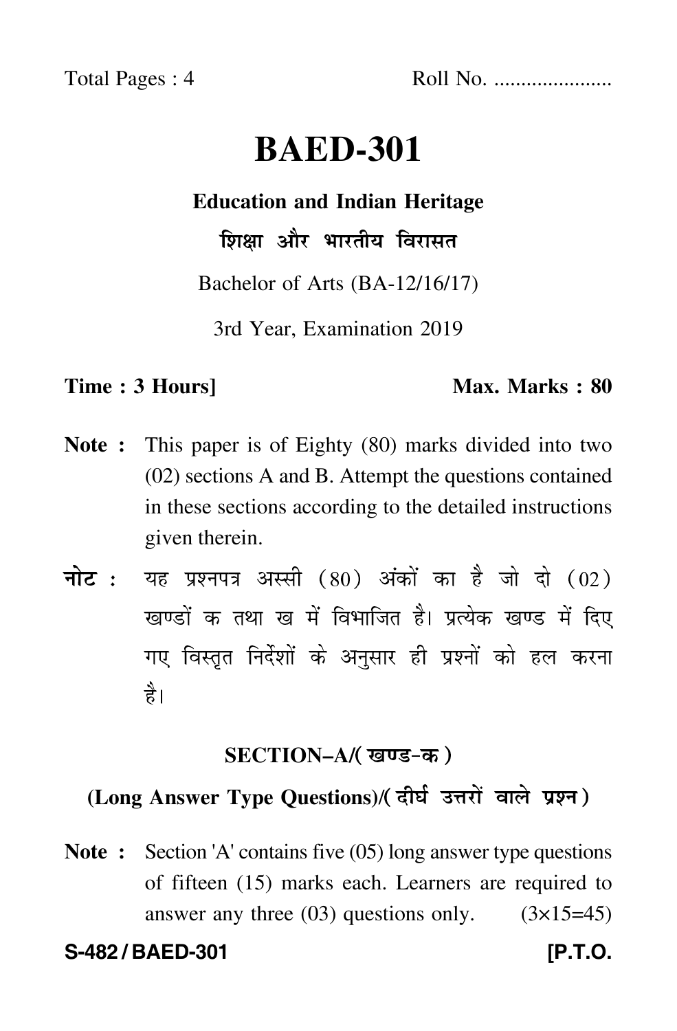Total Pages : 4 Roll No. ....................

# BAED-301

## Education and Indian Heritage

## शिक्षा और भारतीय विरासत

Bachelor of Arts (BA-12/16/17)

3rd Year, Examination 2019

**Time : 3 Hours]** **Max. Marks : 80**

**Note :** This paper is of Eighty (80) marks divided into two (02) sections A and B. Attempt the questions contained in these sections according to the detailed instructions given therein.

**नोट :** यह प्रश्नपत्र अस्सी (80) अंकों का है जो दो (02) खण्डों क तथा ख में विभाजित है। प्रत्येक खण्ड में दिए गए विस्तृत निर्देशों के अनुसार ही प्रश्नों को हल करना है।

### SECTION–A/(खण्ड-क)

### (Long Answer Type Questions)/(दीर्घ उत्तरों वाले प्रश्न)

**Note :** Section 'A' contains five (05) long answer type questions of fifteen (15) marks each. Learners are required to answer any three (03) questions only. (3×15=45)

**S-482 / BAED-301** **[P.T.O.**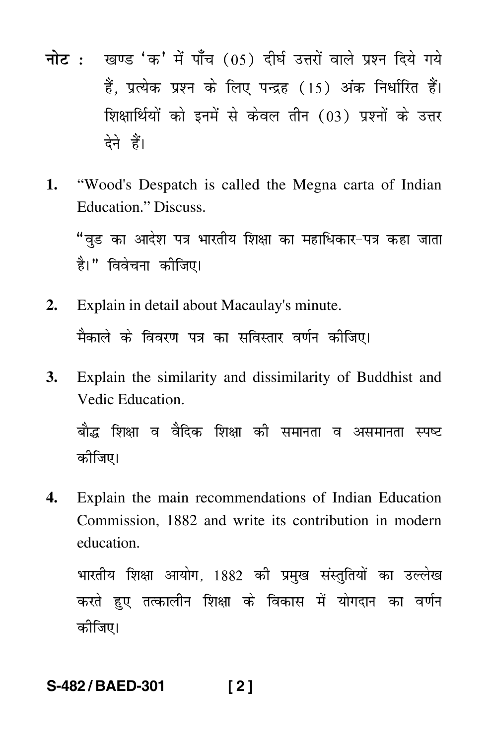**नोट :** खण्ड 'क' में पाँच (05) दीर्घ उत्तरों वाले प्रश्न दिये गये हैं, प्रत्येक प्रश्न के लिए पन्द्रह (15) अंक निर्धारित हैं। शिक्षार्थियों को इनमें से केवल तीन (03) प्रश्नों के उत्तर देने हैं।

**1.** "Wood's Despatch is called the Megna carta of Indian Education." Discuss.

"वुड का आदेश पत्र भारतीय शिक्षा का महाधिकार-पत्र कहा जाता है।" विवेचना कीजिए।

**2.** Explain in detail about Macaulay's minute.

मैकाले के विवरण पत्र का सविस्तार वर्णन कीजिए।

**3.** Explain the similarity and dissimilarity of Buddhist and Vedic Education.

बौद्ध शिक्षा व वैदिक शिक्षा की समानता व असमानता स्पष्ट कीजिए।

**4.** Explain the main recommendations of Indian Education Commission, 1882 and write its contribution in modern education.

भारतीय शिक्षा आयोग, 1882 की प्रमुख संस्तुतियों का उल्लेख करते हुए तत्कालीन शिक्षा के विकास में योगदान का वर्णन कीजिए।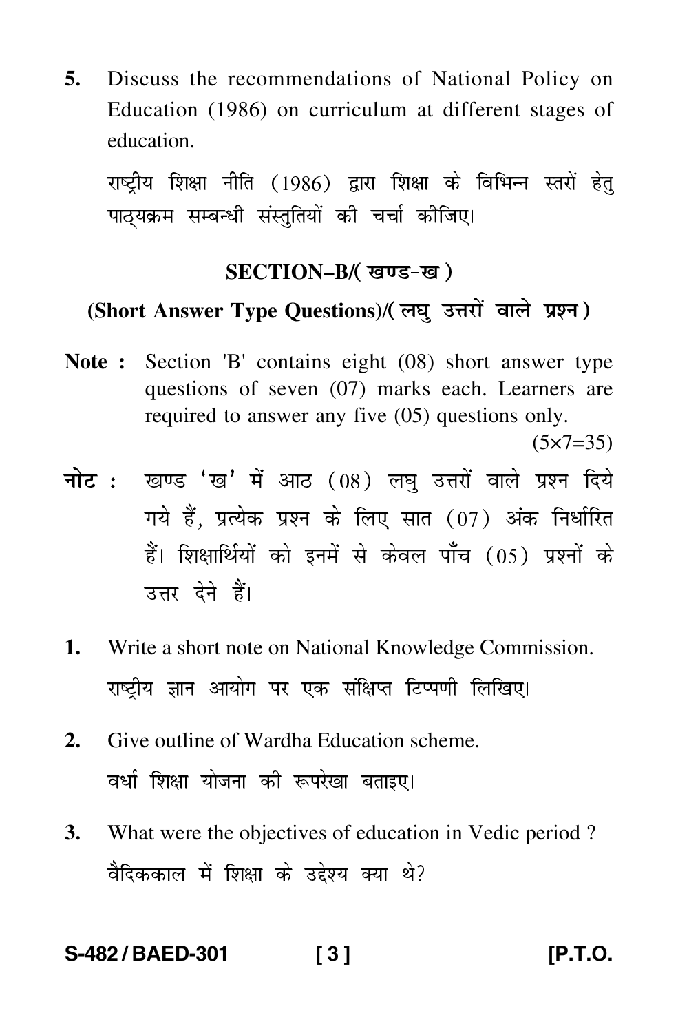5. Discuss the recommendations of National Policy on Education (1986) on curriculum at different stages of education.

राष्ट्रीय शिक्षा नीति (1986) द्वारा शिक्षा के विभिन्न स्तरों हेतु पाठ्यक्रम सम्बन्धी संस्तुतियों की चर्चा कीजिए।

## SECTION–B/( खण्ड-ख )

### (Short Answer Type Questions)/( लघु उत्तरों वाले प्रश्न )

**Note :** Section 'B' contains eight (08) short answer type questions of seven (07) marks each. Learners are required to answer any five (05) questions only.

(5×7=35)

**नोट :** खण्ड 'ख' में आठ (08) लघु उत्तरों वाले प्रश्न दिये गये हैं, प्रत्येक प्रश्न के लिए सात (07) अंक निर्धारित हैं। शिक्षार्थियों को इनमें से केवल पाँच (05) प्रश्नों के उत्तर देने हैं।

1. Write a short note on National Knowledge Commission.

   राष्ट्रीय ज्ञान आयोग पर एक संक्षिप्त टिप्पणी लिखिए।

2. Give outline of Wardha Education scheme.

   वर्धा शिक्षा योजना की रूपरेखा बताइए।

3. What were the objectives of education in Vedic period ?

   वैदिककाल में शिक्षा के उद्देश्य क्या थे?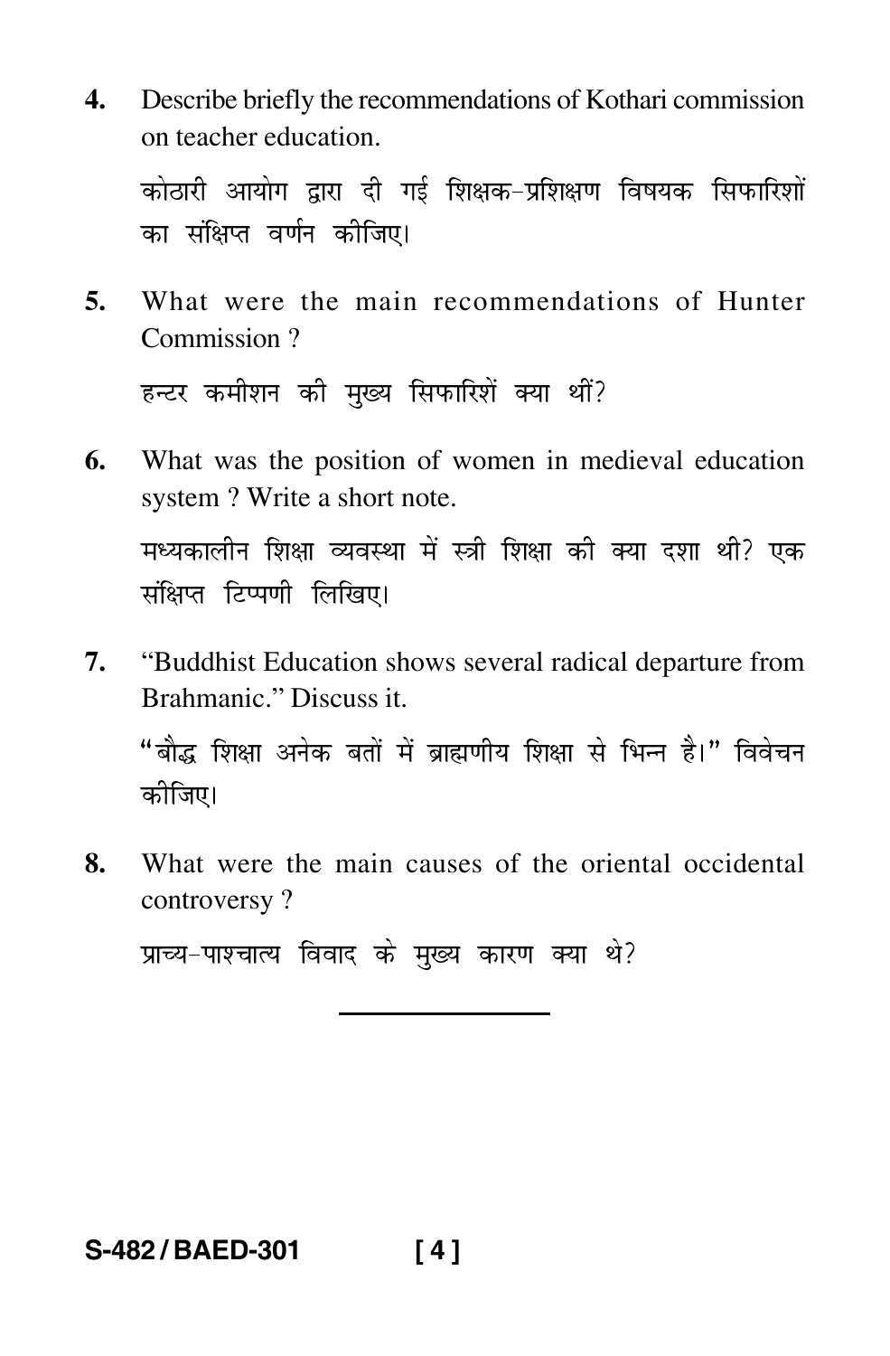**4.** Describe briefly the recommendations of Kothari commission on teacher education.

कोठारी आयोग द्वारा दी गई शिक्षक-प्रशिक्षण विषयक सिफारिशों का संक्षिप्त वर्णन कीजिए।

**5.** What were the main recommendations of Hunter Commission ?

हन्टर कमीशन की मुख्य सिफारिशें क्या थीं?

**6.** What was the position of women in medieval education system ? Write a short note.

मध्यकालीन शिक्षा व्यवस्था में स्त्री शिक्षा की क्या दशा थी? एक संक्षिप्त टिप्पणी लिखिए।

**7.** "Buddhist Education shows several radical departure from Brahmanic." Discuss it.

"बौद्ध शिक्षा अनेक बतों में ब्राह्मणीय शिक्षा से भिन्न है।" विवेचन कीजिए।

**8.** What were the main causes of the oriental occidental controversy ?

प्राच्य-पाश्चात्य विवाद के मुख्य कारण क्या थे?